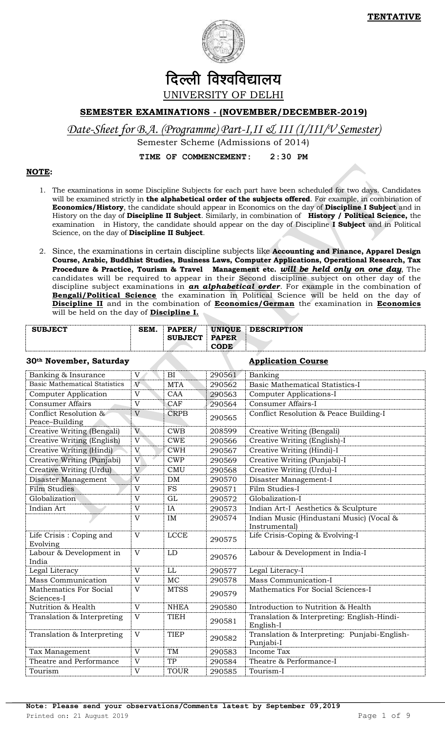**TENTATIVE**

# दिल्ली विश्वविद्यालय

UNIVERSITY OF DELHI

## SEMESTER EXAMINATIONS - (NOVEMBER/DECEMBER-2019)

*Date-Sheet for B.A. (Programme) Part-I,II & III (I/III/V Semester)*

Semester Scheme (Admissions of 2014)

**TIME OF COMMENCEMENT: 2:30 PM**

**NOTE:**

1. The examinations in some Discipline Subjects for each part have been scheduled for two days. Candidates will be examined strictly in **the alphabetical order of the subjects offered**. For example, in combination of **Economics/History**, the candidate should appear in Economics on the day of **Discipline I Subject** and in History on the day of **Discipline II Subject**. Similarly, in combination of **History / Political Science,** the examination in History, the candidate should appear on the day of Discipline **I Subject** and in Political Science, on the day of **Discipline II Subject**.

2. Since, the examinations in certain discipline subjects like **Accounting and Finance, Apparel Design Course, Arabic, Buddhist Studies, Business Laws, Computer Applications, Operational Research, Tax Procedure & Practice, Tourism & Travel Management etc.** ***will be held only on one day***, The candidates will be required to appear in their Second discipline subject on other day of the discipline subject examinations in ***an alphabetical order***. For example in the combination of **Bengali/Political Science** the examination in Political Science will be held on the day of **Discipline II** and in the combination of **Economics/German** the examination in **Economics** will be held on the day of **Discipline I.**

**30th November, Saturday** — **Application Course**

| SUBJECT | SEM. | PAPER/ SUBJECT | UNIQUE PAPER CODE | DESCRIPTION |
|---|---|---|---|---|
| Banking & Insurance | V | BI | 290561 | Banking |
| Basic Mathematical Statistics | V | MTA | 290562 | Basic Mathematical Statistics-I |
| Computer Application | V | CAA | 290563 | Computer Applications-I |
| Consumer Affairs | V | CAF | 290564 | Consumer Affairs-I |
| Conflict Resolution & Peace–Building | V | CRPB | 290565 | Conflict Resolution & Peace Building-I |
| Creative Writing (Bengali) | V | CWB | 208599 | Creative Writing (Bengali) |
| Creative Writing (English) | V | CWE | 290566 | Creative Writing (English)-I |
| Creative Writing (Hindi) | V | CWH | 290567 | Creative Writing (Hindi)-I |
| Creative Writing (Punjabi) | V | CWP | 290569 | Creative Writing (Punjabi)-I |
| Creative Writing (Urdu) | V | CMU | 290568 | Creative Writing (Urdu)-I |
| Disaster Management | V | DM | 290570 | Disaster Management-I |
| Film Studies | V | FS | 290571 | Film Studies-I |
| Globalization | V | GL | 290572 | Globalization-I |
| Indian Art | V | IA | 290573 | Indian Art-I Aesthetics & Sculpture |
| | V | IM | 290574 | Indian Music (Hindustani Music) (Vocal & Instrumental) |
| Life Crisis : Coping and Evolving | V | LCCE | 290575 | Life Crisis-Coping & Evolving-I |
| Labour & Development in India | V | LD | 290576 | Labour & Development in India-I |
| Legal Literacy | V | LL | 290577 | Legal Literacy-I |
| Mass Communication | V | MC | 290578 | Mass Communication-I |
| Mathematics For Social Sciences-I | V | MTSS | 290579 | Mathematics For Social Sciences-I |
| Nutrition & Health | V | NHEA | 290580 | Introduction to Nutrition & Health |
| Translation & Interpreting | V | TIEH | 290581 | Translation & Interpreting: English-Hindi-English-I |
| Translation & Interpreting | V | TIEP | 290582 | Translation & Interpreting: Punjabi-English-Punjabi-I |
| Tax Management | V | TM | 290583 | Income Tax |
| Theatre and Performance | V | TP | 290584 | Theatre & Performance-I |
| Tourism | V | TOUR | 290585 | Tourism-I |

**Note: Please send your observations/Comments latest by September 09,2019**

Printed on: 21 August 2019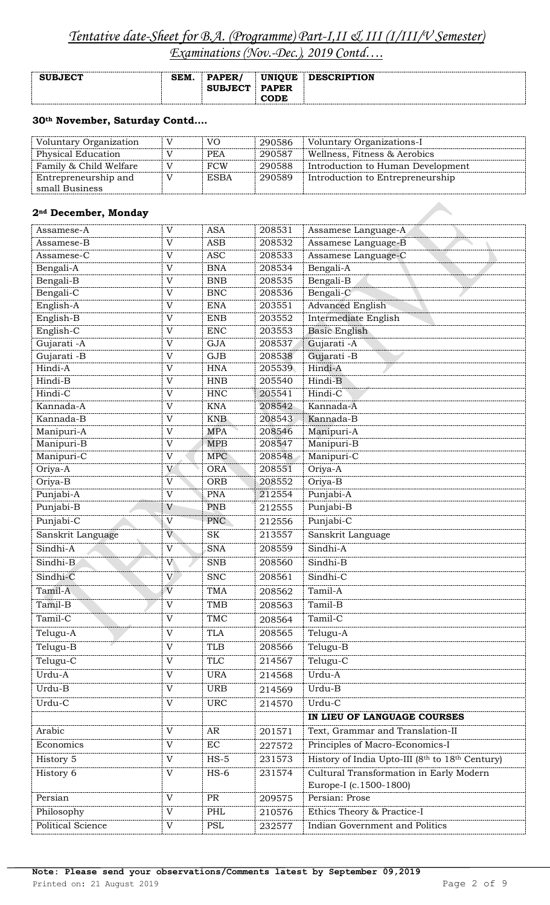# *Tentative date-Sheet for B.A. (Programme) Part-I,II & III (I/III/V Semester) Examinations (Nov.-Dec.), 2019 Contd….*

| SUBJECT | SEM. | PAPER/ SUBJECT | UNIQUE PAPER CODE | DESCRIPTION |
|---|---|---|---|---|

**30th November, Saturday Contd….**

| SUBJECT | SEM. | PAPER/ SUBJECT | UNIQUE PAPER CODE | DESCRIPTION |
|---|---|---|---|---|
| Voluntary Organization | V | VO | 290586 | Voluntary Organizations-I |
| Physical Education | V | PEA | 290587 | Wellness, Fitness & Aerobics |
| Family & Child Welfare | V | FCW | 290588 | Introduction to Human Development |
| Entrepreneurship and small Business | V | ESBA | 290589 | Introduction to Entrepreneurship |

**2nd December, Monday**

| SUBJECT | SEM. | PAPER/ SUBJECT | UNIQUE PAPER CODE | DESCRIPTION |
|---|---|---|---|---|
| Assamese-A | V | ASA | 208531 | Assamese Language-A |
| Assamese-B | V | ASB | 208532 | Assamese Language-B |
| Assamese-C | V | ASC | 208533 | Assamese Language-C |
| Bengali-A | V | BNA | 208534 | Bengali-A |
| Bengali-B | V | BNB | 208535 | Bengali-B |
| Bengali-C | V | BNC | 208536 | Bengali-C |
| English-A | V | ENA | 203551 | Advanced English |
| English-B | V | ENB | 203552 | Intermediate English |
| English-C | V | ENC | 203553 | Basic English |
| Gujarati -A | V | GJA | 208537 | Gujarati -A |
| Gujarati -B | V | GJB | 208538 | Gujarati -B |
| Hindi-A | V | HNA | 205539 | Hindi-A |
| Hindi-B | V | HNB | 205540 | Hindi-B |
| Hindi-C | V | HNC | 205541 | Hindi-C |
| Kannada-A | V | KNA | 208542 | Kannada-A |
| Kannada-B | V | KNB | 208543 | Kannada-B |
| Manipuri-A | V | MPA | 208546 | Manipuri-A |
| Manipuri-B | V | MPB | 208547 | Manipuri-B |
| Manipuri-C | V | MPC | 208548 | Manipuri-C |
| Oriya-A | V | ORA | 208551 | Oriya-A |
| Oriya-B | V | ORB | 208552 | Oriya-B |
| Punjabi-A | V | PNA | 212554 | Punjabi-A |
| Punjabi-B | V | PNB | 212555 | Punjabi-B |
| Punjabi-C | V | PNC | 212556 | Punjabi-C |
| Sanskrit Language | V | SK | 213557 | Sanskrit Language |
| Sindhi-A | V | SNA | 208559 | Sindhi-A |
| Sindhi-B | V | SNB | 208560 | Sindhi-B |
| Sindhi-C | V | SNC | 208561 | Sindhi-C |
| Tamil-A | V | TMA | 208562 | Tamil-A |
| Tamil-B | V | TMB | 208563 | Tamil-B |
| Tamil-C | V | TMC | 208564 | Tamil-C |
| Telugu-A | V | TLA | 208565 | Telugu-A |
| Telugu-B | V | TLB | 208566 | Telugu-B |
| Telugu-C | V | TLC | 214567 | Telugu-C |
| Urdu-A | V | URA | 214568 | Urdu-A |
| Urdu-B | V | URB | 214569 | Urdu-B |
| Urdu-C | V | URC | 214570 | Urdu-C |
| | | | | **IN LIEU OF LANGUAGE COURSES** |
| Arabic | V | AR | 201571 | Text, Grammar and Translation-II |
| Economics | V | EC | 227572 | Principles of Macro-Economics-I |
| History 5 | V | HS-5 | 231573 | History of India Upto-III (8th to 18th Century) |
| History 6 | V | HS-6 | 231574 | Cultural Transformation in Early Modern Europe-I (c.1500-1800) |
| Persian | V | PR | 209575 | Persian: Prose |
| Philosophy | V | PHL | 210576 | Ethics Theory & Practice-I |
| Political Science | V | PSL | 232577 | Indian Government and Politics |

**Note: Please send your observations/Comments latest by September 09,2019**

Printed on: 21 August 2019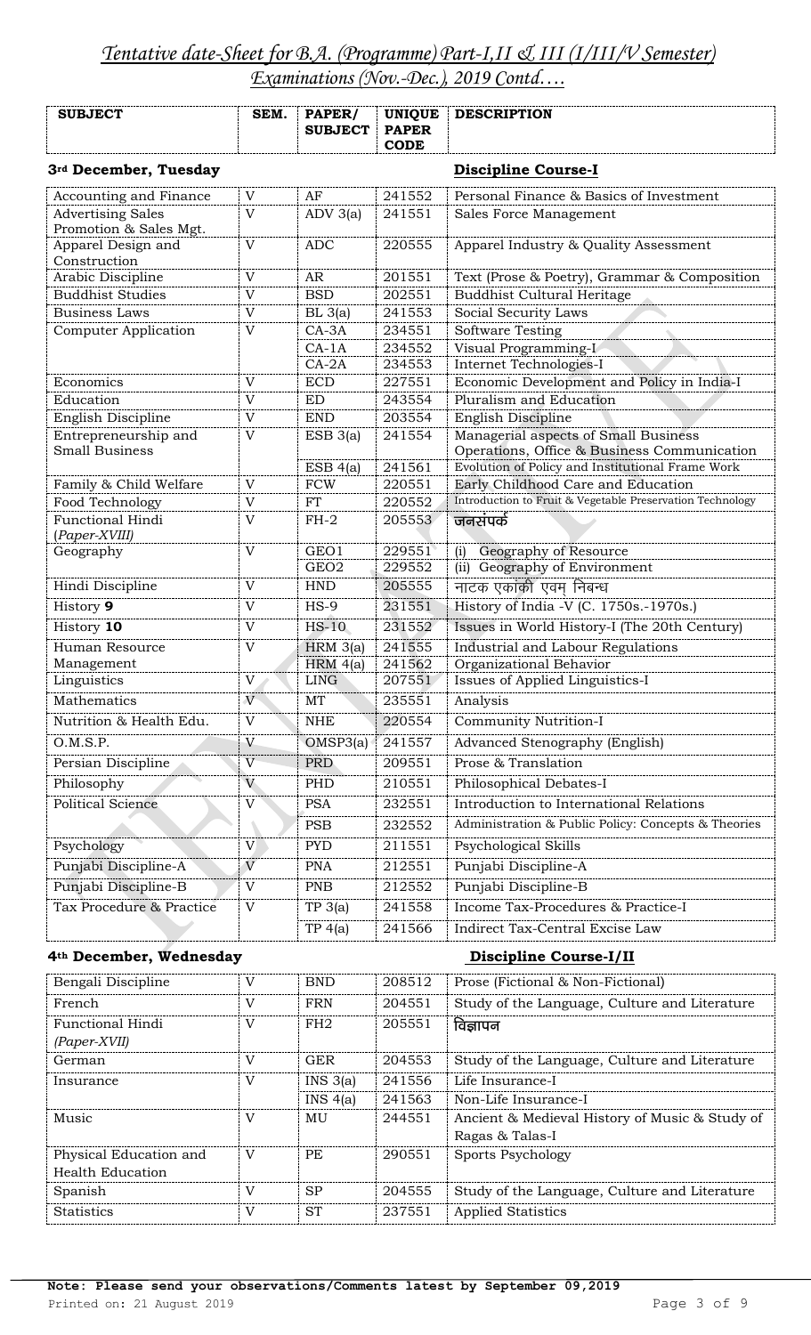# *Tentative date-Sheet for B.A. (Programme) Part-I,II & III (I/III/V Semester) Examinations (Nov.-Dec.), 2019 Contd….*

| SUBJECT | SEM. | PAPER/ SUBJECT | UNIQUE PAPER CODE | DESCRIPTION |
|---|---|---|---|---|
| **3rd December, Tuesday** | | | | **Discipline Course-I** |
| Accounting and Finance | V | AF | 241552 | Personal Finance & Basics of Investment |
| Advertising Sales Promotion & Sales Mgt. | V | ADV 3(a) | 241551 | Sales Force Management |
| Apparel Design and Construction | V | ADC | 220555 | Apparel Industry & Quality Assessment |
| Arabic Discipline | V | AR | 201551 | Text (Prose & Poetry), Grammar & Composition |
| Buddhist Studies | V | BSD | 202551 | Buddhist Cultural Heritage |
| Business Laws | V | BL 3(a) | 241553 | Social Security Laws |
| Computer Application | V | CA-3A | 234551 | Software Testing |
| | | CA-1A | 234552 | Visual Programming-I |
| | | CA-2A | 234553 | Internet Technologies-I |
| Economics | V | ECD | 227551 | Economic Development and Policy in India-I |
| Education | V | ED | 243554 | Pluralism and Education |
| English Discipline | V | END | 203554 | English Discipline |
| Entrepreneurship and Small Business | V | ESB 3(a) | 241554 | Managerial aspects of Small Business Operations, Office & Business Communication |
| | | ESB 4(a) | 241561 | Evolution of Policy and Institutional Frame Work |
| Family & Child Welfare | V | FCW | 220551 | Early Childhood Care and Education |
| Food Technology | V | FT | 220552 | Introduction to Fruit & Vegetable Preservation Technology |
| Functional Hindi (*Paper-XVIII*) | V | FH-2 | 205553 | जनसंपर्क |
| Geography | V | GEO1 | 229551 | (i) Geography of Resource |
| | | GEO2 | 229552 | (ii) Geography of Environment |
| Hindi Discipline | V | HND | 205555 | नाटक एकांकी एवम् निबन्ध |
| History **9** | V | HS-9 | 231551 | History of India -V (C. 1750s.-1970s.) |
| History **10** | V | HS-10 | 231552 | Issues in World History-I (The 20th Century) |
| Human Resource Management | V | HRM 3(a) | 241555 | Industrial and Labour Regulations |
| | | HRM 4(a) | 241562 | Organizational Behavior |
| Linguistics | V | LING | 207551 | Issues of Applied Linguistics-I |
| Mathematics | V | MT | 235551 | Analysis |
| Nutrition & Health Edu. | V | NHE | 220554 | Community Nutrition-I |
| O.M.S.P. | V | OMSP3(a) | 241557 | Advanced Stenography (English) |
| Persian Discipline | V | PRD | 209551 | Prose & Translation |
| Philosophy | V | PHD | 210551 | Philosophical Debates-I |
| Political Science | V | PSA | 232551 | Introduction to International Relations |
| | | PSB | 232552 | Administration & Public Policy: Concepts & Theories |
| Psychology | V | PYD | 211551 | Psychological Skills |
| Punjabi Discipline-A | V | PNA | 212551 | Punjabi Discipline-A |
| Punjabi Discipline-B | V | PNB | 212552 | Punjabi Discipline-B |
| Tax Procedure & Practice | V | TP 3(a) | 241558 | Income Tax-Procedures & Practice-I |
| | | TP 4(a) | 241566 | Indirect Tax-Central Excise Law |
| **4th December, Wednesday** | | | | **Discipline Course-I/II** |
| Bengali Discipline | V | BND | 208512 | Prose (Fictional & Non-Fictional) |
| French | V | FRN | 204551 | Study of the Language, Culture and Literature |
| Functional Hindi (*Paper-XVII*) | V | FH2 | 205551 | विज्ञापन |
| German | V | GER | 204553 | Study of the Language, Culture and Literature |
| Insurance | V | INS 3(a) | 241556 | Life Insurance-I |
| | | INS 4(a) | 241563 | Non-Life Insurance-I |
| Music | V | MU | 244551 | Ancient & Medieval History of Music & Study of Ragas & Talas-I |
| Physical Education and Health Education | V | PE | 290551 | Sports Psychology |
| Spanish | V | SP | 204555 | Study of the Language, Culture and Literature |
| Statistics | V | ST | 237551 | Applied Statistics |

**Note: Please send your observations/Comments latest by September 09,2019**

Printed on: 21 August 2019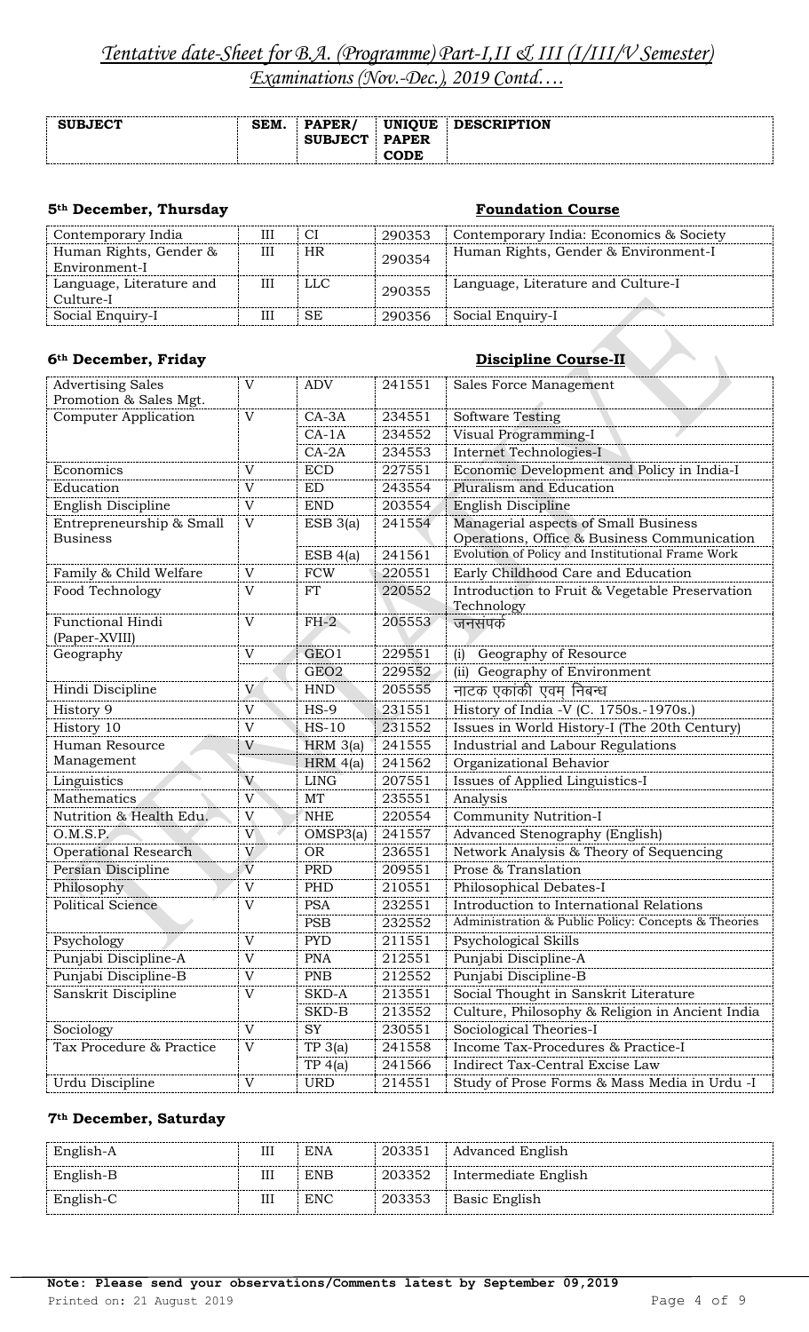# *Tentative date-Sheet for B.A. (Programme) Part-I,II & III (I/III/V Semester) Examinations (Nov.-Dec.), 2019 Contd….*

| SUBJECT | SEM. | PAPER/ SUBJECT | UNIQUE PAPER CODE | DESCRIPTION |
|---|---|---|---|---|

### 5th December, Thursday — Foundation Course

| SUBJECT | SEM. | PAPER/ SUBJECT | UNIQUE PAPER CODE | DESCRIPTION |
|---|---|---|---|---|
| Contemporary India | III | CI | 290353 | Contemporary India: Economics & Society |
| Human Rights, Gender & Environment-I | III | HR | 290354 | Human Rights, Gender & Environment-I |
| Language, Literature and Culture-I | III | LLC | 290355 | Language, Literature and Culture-I |
| Social Enquiry-I | III | SE | 290356 | Social Enquiry-I |

### 6th December, Friday — Discipline Course-II

| SUBJECT | SEM. | PAPER/ SUBJECT | UNIQUE PAPER CODE | DESCRIPTION |
|---|---|---|---|---|
| Advertising Sales Promotion & Sales Mgt. | V | ADV | 241551 | Sales Force Management |
| Computer Application | V | CA-3A | 234551 | Software Testing |
| | | CA-1A | 234552 | Visual Programming-I |
| | | CA-2A | 234553 | Internet Technologies-I |
| Economics | V | ECD | 227551 | Economic Development and Policy in India-I |
| Education | V | ED | 243554 | Pluralism and Education |
| English Discipline | V | END | 203554 | English Discipline |
| Entrepreneurship & Small Business | V | ESB 3(a) | 241554 | Managerial aspects of Small Business Operations, Office & Business Communication |
| | | ESB 4(a) | 241561 | Evolution of Policy and Institutional Frame Work |
| Family & Child Welfare | V | FCW | 220551 | Early Childhood Care and Education |
| Food Technology | V | FT | 220552 | Introduction to Fruit & Vegetable Preservation Technology |
| Functional Hindi (Paper-XVIII) | V | FH-2 | 205553 | जनसंपर्क |
| Geography | V | GEO1 | 229551 | (i) Geography of Resource |
| | | GEO2 | 229552 | (ii) Geography of Environment |
| Hindi Discipline | V | HND | 205555 | नाटक एकांकी एवम् निबन्ध |
| History 9 | V | HS-9 | 231551 | History of India -V (C. 1750s.-1970s.) |
| History 10 | V | HS-10 | 231552 | Issues in World History-I (The 20th Century) |
| Human Resource Management | V | HRM 3(a) | 241555 | Industrial and Labour Regulations |
| | | HRM 4(a) | 241562 | Organizational Behavior |
| Linguistics | V | LING | 207551 | Issues of Applied Linguistics-I |
| Mathematics | V | MT | 235551 | Analysis |
| Nutrition & Health Edu. | V | NHE | 220554 | Community Nutrition-I |
| O.M.S.P. | V | OMSP3(a) | 241557 | Advanced Stenography (English) |
| Operational Research | V | OR | 236551 | Network Analysis & Theory of Sequencing |
| Persian Discipline | V | PRD | 209551 | Prose & Translation |
| Philosophy | V | PHD | 210551 | Philosophical Debates-I |
| Political Science | V | PSA | 232551 | Introduction to International Relations |
| | | PSB | 232552 | Administration & Public Policy: Concepts & Theories |
| Psychology | V | PYD | 211551 | Psychological Skills |
| Punjabi Discipline-A | V | PNA | 212551 | Punjabi Discipline-A |
| Punjabi Discipline-B | V | PNB | 212552 | Punjabi Discipline-B |
| Sanskrit Discipline | V | SKD-A | 213551 | Social Thought in Sanskrit Literature |
| | | SKD-B | 213552 | Culture, Philosophy & Religion in Ancient India |
| Sociology | V | SY | 230551 | Sociological Theories-I |
| Tax Procedure & Practice | V | TP 3(a) | 241558 | Income Tax-Procedures & Practice-I |
| | | TP 4(a) | 241566 | Indirect Tax-Central Excise Law |
| Urdu Discipline | V | URD | 214551 | Study of Prose Forms & Mass Media in Urdu -I |

### 7th December, Saturday

| SUBJECT | SEM. | PAPER/ SUBJECT | UNIQUE PAPER CODE | DESCRIPTION |
|---|---|---|---|---|
| English-A | III | ENA | 203351 | Advanced English |
| English-B | III | ENB | 203352 | Intermediate English |
| English-C | III | ENC | 203353 | Basic English |

**Note: Please send your observations/Comments latest by September 09,2019**

Printed on: 21 August 2019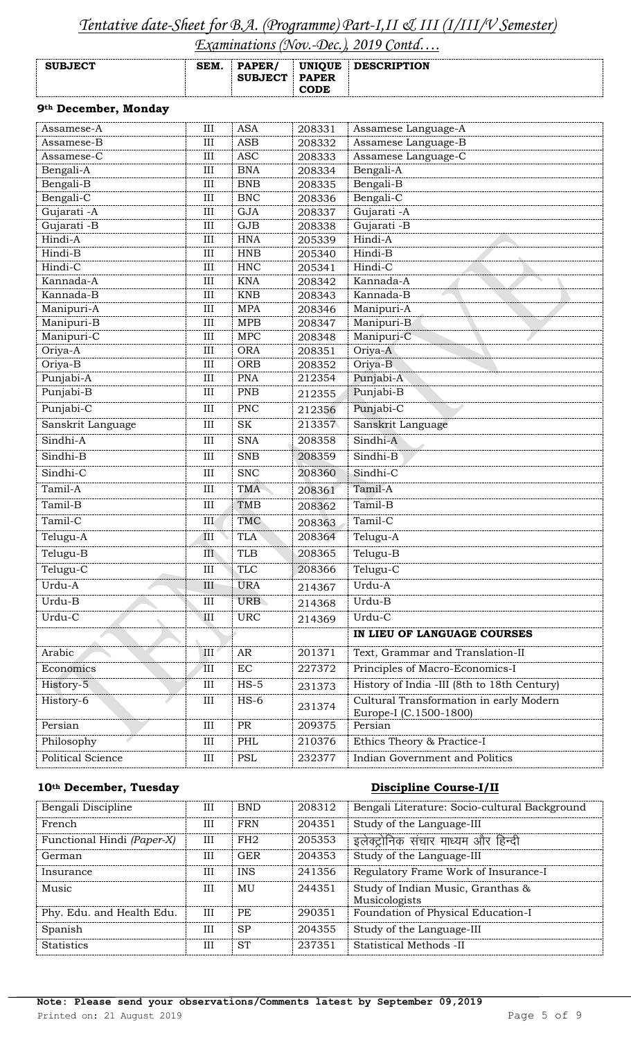# *Tentative date-Sheet for B.A. (Programme) Part-I,II & III (I/III/V Semester) Examinations (Nov.-Dec.), 2019 Contd….*

| SUBJECT | SEM. | PAPER/ SUBJECT | UNIQUE PAPER CODE | DESCRIPTION |
|---|---|---|---|---|

### 9th December, Monday

| SUBJECT | SEM. | PAPER/ SUBJECT | UNIQUE PAPER CODE | DESCRIPTION |
|---|---|---|---|---|
| Assamese-A | III | ASA | 208331 | Assamese Language-A |
| Assamese-B | III | ASB | 208332 | Assamese Language-B |
| Assamese-C | III | ASC | 208333 | Assamese Language-C |
| Bengali-A | III | BNA | 208334 | Bengali-A |
| Bengali-B | III | BNB | 208335 | Bengali-B |
| Bengali-C | III | BNC | 208336 | Bengali-C |
| Gujarati -A | III | GJA | 208337 | Gujarati -A |
| Gujarati -B | III | GJB | 208338 | Gujarati -B |
| Hindi-A | III | HNA | 205339 | Hindi-A |
| Hindi-B | III | HNB | 205340 | Hindi-B |
| Hindi-C | III | HNC | 205341 | Hindi-C |
| Kannada-A | III | KNA | 208342 | Kannada-A |
| Kannada-B | III | KNB | 208343 | Kannada-B |
| Manipuri-A | III | MPA | 208346 | Manipuri-A |
| Manipuri-B | III | MPB | 208347 | Manipuri-B |
| Manipuri-C | III | MPC | 208348 | Manipuri-C |
| Oriya-A | III | ORA | 208351 | Oriya-A |
| Oriya-B | III | ORB | 208352 | Oriya-B |
| Punjabi-A | III | PNA | 212354 | Punjabi-A |
| Punjabi-B | III | PNB | 212355 | Punjabi-B |
| Punjabi-C | III | PNC | 212356 | Punjabi-C |
| Sanskrit Language | III | SK | 213357 | Sanskrit Language |
| Sindhi-A | III | SNA | 208358 | Sindhi-A |
| Sindhi-B | III | SNB | 208359 | Sindhi-B |
| Sindhi-C | III | SNC | 208360 | Sindhi-C |
| Tamil-A | III | TMA | 208361 | Tamil-A |
| Tamil-B | III | TMB | 208362 | Tamil-B |
| Tamil-C | III | TMC | 208363 | Tamil-C |
| Telugu-A | III | TLA | 208364 | Telugu-A |
| Telugu-B | III | TLB | 208365 | Telugu-B |
| Telugu-C | III | TLC | 208366 | Telugu-C |
| Urdu-A | III | URA | 214367 | Urdu-A |
| Urdu-B | III | URB | 214368 | Urdu-B |
| Urdu-C | III | URC | 214369 | Urdu-C |
| | | | | **IN LIEU OF LANGUAGE COURSES** |
| Arabic | III | AR | 201371 | Text, Grammar and Translation-II |
| Economics | III | EC | 227372 | Principles of Macro-Economics-I |
| History-5 | III | HS-5 | 231373 | History of India -III (8th to 18th Century) |
| History-6 | III | HS-6 | 231374 | Cultural Transformation in early Modern Europe-I (C.1500-1800) |
| Persian | III | PR | 209375 | Persian |
| Philosophy | III | PHL | 210376 | Ethics Theory & Practice-I |
| Political Science | III | PSL | 232377 | Indian Government and Politics |

### 10th December, Tuesday — Discipline Course-I/II

| SUBJECT | SEM. | PAPER/ SUBJECT | UNIQUE PAPER CODE | DESCRIPTION |
|---|---|---|---|---|
| Bengali Discipline | III | BND | 208312 | Bengali Literature: Socio-cultural Background |
| French | III | FRN | 204351 | Study of the Language-III |
| Functional Hindi *(Paper-X)* | III | FH2 | 205353 | इलेक्ट्रोनिक संचार माध्यम और हिन्दी |
| German | III | GER | 204353 | Study of the Language-III |
| Insurance | III | INS | 241356 | Regulatory Frame Work of Insurance-I |
| Music | III | MU | 244351 | Study of Indian Music, Granthas & Musicologists |
| Phy. Edu. and Health Edu. | III | PE | 290351 | Foundation of Physical Education-I |
| Spanish | III | SP | 204355 | Study of the Language-III |
| Statistics | III | ST | 237351 | Statistical Methods -II |

**Note: Please send your observations/Comments latest by September 09,2019**

Printed on: 21 August 2019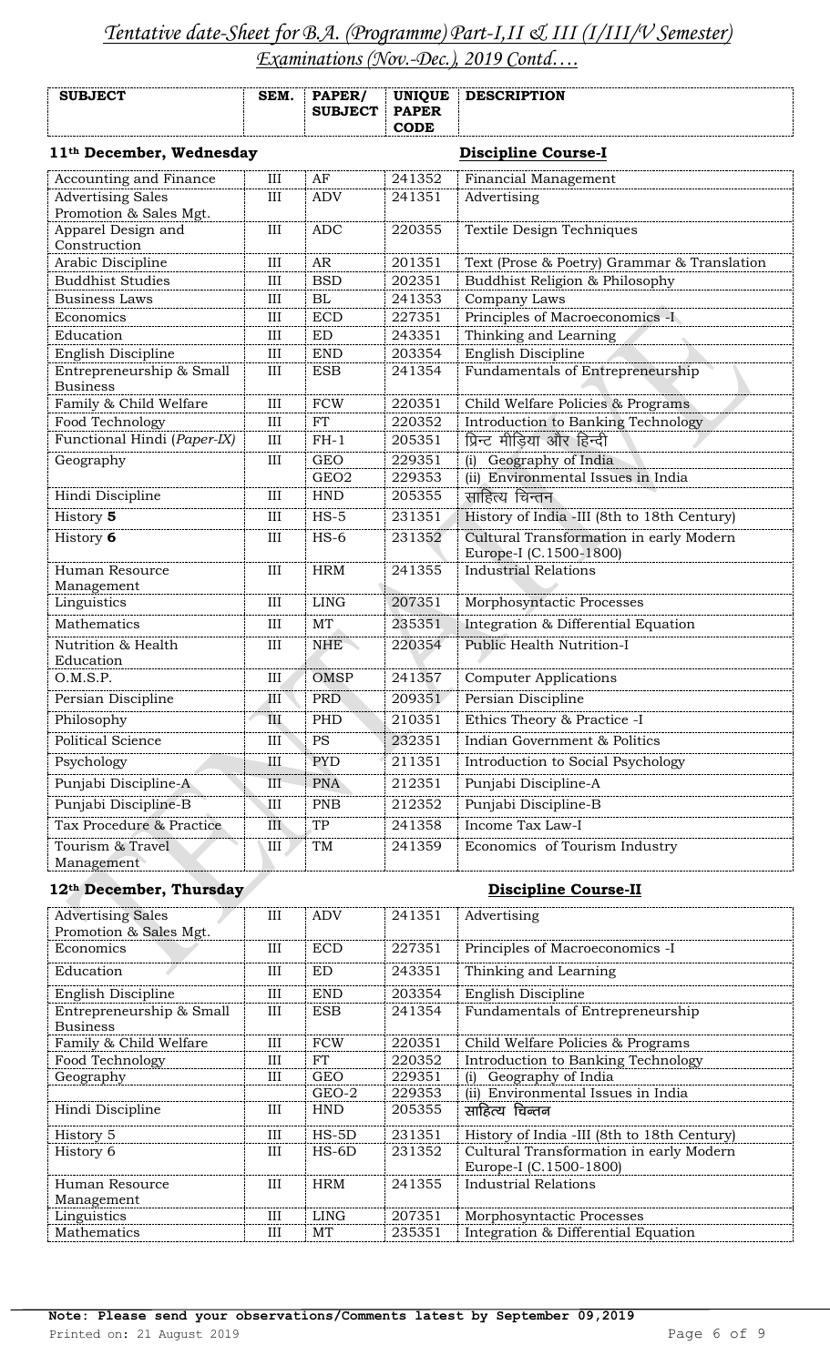*Tentative date-Sheet for B.A. (Programme) Part-I,II & III (I/III/V Semester) Examinations (Nov.-Dec.), 2019 Contd….*

**11th December, Wednesday** — **Discipline Course-I**

| SUBJECT | SEM. | PAPER/ SUBJECT | UNIQUE PAPER CODE | DESCRIPTION |
|---|---|---|---|---|
| Accounting and Finance | III | AF | 241352 | Financial Management |
| Advertising Sales Promotion & Sales Mgt. | III | ADV | 241351 | Advertising |
| Apparel Design and Construction | III | ADC | 220355 | Textile Design Techniques |
| Arabic Discipline | III | AR | 201351 | Text (Prose & Poetry) Grammar & Translation |
| Buddhist Studies | III | BSD | 202351 | Buddhist Religion & Philosophy |
| Business Laws | III | BL | 241353 | Company Laws |
| Economics | III | ECD | 227351 | Principles of Macroeconomics -I |
| Education | III | ED | 243351 | Thinking and Learning |
| English Discipline | III | END | 203354 | English Discipline |
| Entrepreneurship & Small Business | III | ESB | 241354 | Fundamentals of Entrepreneurship |
| Family & Child Welfare | III | FCW | 220351 | Child Welfare Policies & Programs |
| Food Technology | III | FT | 220352 | Introduction to Banking Technology |
| Functional Hindi (*Paper-IX*) | III | FH-1 | 205351 | प्रिन्ट मीडिया और हिन्दी |
| Geography | III | GEO | 229351 | (i) Geography of India |
| | | GEO2 | 229353 | (ii) Environmental Issues in India |
| Hindi Discipline | III | HND | 205355 | साहित्य चिन्तन |
| History **5** | III | HS-5 | 231351 | History of India -III (8th to 18th Century) |
| History **6** | III | HS-6 | 231352 | Cultural Transformation in early Modern Europe-I (C.1500-1800) |
| Human Resource Management | III | HRM | 241355 | Industrial Relations |
| Linguistics | III | LING | 207351 | Morphosyntactic Processes |
| Mathematics | III | MT | 235351 | Integration & Differential Equation |
| Nutrition & Health Education | III | NHE | 220354 | Public Health Nutrition-I |
| O.M.S.P. | III | OMSP | 241357 | Computer Applications |
| Persian Discipline | III | PRD | 209351 | Persian Discipline |
| Philosophy | III | PHD | 210351 | Ethics Theory & Practice -I |
| Political Science | III | PS | 232351 | Indian Government & Politics |
| Psychology | III | PYD | 211351 | Introduction to Social Psychology |
| Punjabi Discipline-A | III | PNA | 212351 | Punjabi Discipline-A |
| Punjabi Discipline-B | III | PNB | 212352 | Punjabi Discipline-B |
| Tax Procedure & Practice | III | TP | 241358 | Income Tax Law-I |
| Tourism & Travel Management | III | TM | 241359 | Economics of Tourism Industry |

**12th December, Thursday** — **Discipline Course-II**

| SUBJECT | SEM. | PAPER/ SUBJECT | UNIQUE PAPER CODE | DESCRIPTION |
|---|---|---|---|---|
| Advertising Sales Promotion & Sales Mgt. | III | ADV | 241351 | Advertising |
| Economics | III | ECD | 227351 | Principles of Macroeconomics -I |
| Education | III | ED | 243351 | Thinking and Learning |
| English Discipline | III | END | 203354 | English Discipline |
| Entrepreneurship & Small Business | III | ESB | 241354 | Fundamentals of Entrepreneurship |
| Family & Child Welfare | III | FCW | 220351 | Child Welfare Policies & Programs |
| Food Technology | III | FT | 220352 | Introduction to Banking Technology |
| Geography | III | GEO | 229351 | (i) Geography of India |
| | | GEO-2 | 229353 | (ii) Environmental Issues in India |
| Hindi Discipline | III | HND | 205355 | साहित्य चिन्तन |
| History 5 | III | HS-5D | 231351 | History of India -III (8th to 18th Century) |
| History 6 | III | HS-6D | 231352 | Cultural Transformation in early Modern Europe-I (C.1500-1800) |
| Human Resource Management | III | HRM | 241355 | Industrial Relations |
| Linguistics | III | LING | 207351 | Morphosyntactic Processes |
| Mathematics | III | MT | 235351 | Integration & Differential Equation |

**Note: Please send your observations/Comments latest by September 09,2019**

Printed on: 21 August 2019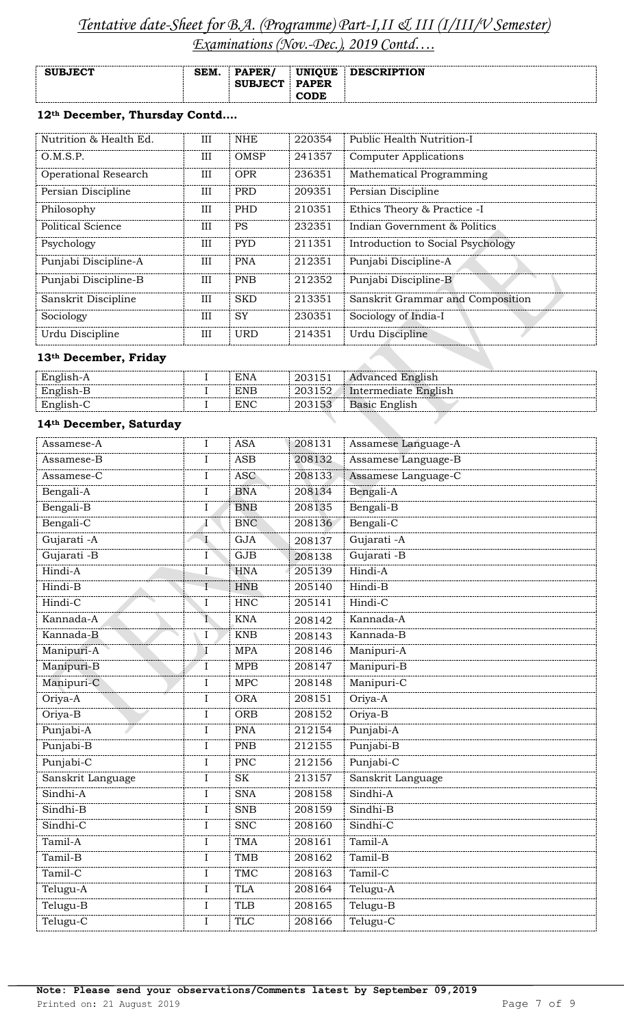# *Tentative date-Sheet for B.A. (Programme) Part-I,II & III (I/III/V Semester) Examinations (Nov.-Dec.), 2019 Contd….*

| SUBJECT | SEM. | PAPER/ SUBJECT | UNIQUE PAPER CODE | DESCRIPTION |
|---|---|---|---|---|

### 12th December, Thursday Contd….

| SUBJECT | SEM. | PAPER/ SUBJECT | UNIQUE PAPER CODE | DESCRIPTION |
|---|---|---|---|---|
| Nutrition & Health Ed. | III | NHE | 220354 | Public Health Nutrition-I |
| O.M.S.P. | III | OMSP | 241357 | Computer Applications |
| Operational Research | III | OPR | 236351 | Mathematical Programming |
| Persian Discipline | III | PRD | 209351 | Persian Discipline |
| Philosophy | III | PHD | 210351 | Ethics Theory & Practice -I |
| Political Science | III | PS | 232351 | Indian Government & Politics |
| Psychology | III | PYD | 211351 | Introduction to Social Psychology |
| Punjabi Discipline-A | III | PNA | 212351 | Punjabi Discipline-A |
| Punjabi Discipline-B | III | PNB | 212352 | Punjabi Discipline-B |
| Sanskrit Discipline | III | SKD | 213351 | Sanskrit Grammar and Composition |
| Sociology | III | SY | 230351 | Sociology of India-I |
| Urdu Discipline | III | URD | 214351 | Urdu Discipline |

### 13th December, Friday

| SUBJECT | SEM. | PAPER/ SUBJECT | UNIQUE PAPER CODE | DESCRIPTION |
|---|---|---|---|---|
| English-A | I | ENA | 203151 | Advanced English |
| English-B | I | ENB | 203152 | Intermediate English |
| English-C | I | ENC | 203153 | Basic English |

### 14th December, Saturday

| SUBJECT | SEM. | PAPER/ SUBJECT | UNIQUE PAPER CODE | DESCRIPTION |
|---|---|---|---|---|
| Assamese-A | I | ASA | 208131 | Assamese Language-A |
| Assamese-B | I | ASB | 208132 | Assamese Language-B |
| Assamese-C | I | ASC | 208133 | Assamese Language-C |
| Bengali-A | I | BNA | 208134 | Bengali-A |
| Bengali-B | I | BNB | 208135 | Bengali-B |
| Bengali-C | I | BNC | 208136 | Bengali-C |
| Gujarati -A | I | GJA | 208137 | Gujarati -A |
| Gujarati -B | I | GJB | 208138 | Gujarati -B |
| Hindi-A | I | HNA | 205139 | Hindi-A |
| Hindi-B | I | HNB | 205140 | Hindi-B |
| Hindi-C | I | HNC | 205141 | Hindi-C |
| Kannada-A | I | KNA | 208142 | Kannada-A |
| Kannada-B | I | KNB | 208143 | Kannada-B |
| Manipuri-A | I | MPA | 208146 | Manipuri-A |
| Manipuri-B | I | MPB | 208147 | Manipuri-B |
| Manipuri-C | I | MPC | 208148 | Manipuri-C |
| Oriya-A | I | ORA | 208151 | Oriya-A |
| Oriya-B | I | ORB | 208152 | Oriya-B |
| Punjabi-A | I | PNA | 212154 | Punjabi-A |
| Punjabi-B | I | PNB | 212155 | Punjabi-B |
| Punjabi-C | I | PNC | 212156 | Punjabi-C |
| Sanskrit Language | I | SK | 213157 | Sanskrit Language |
| Sindhi-A | I | SNA | 208158 | Sindhi-A |
| Sindhi-B | I | SNB | 208159 | Sindhi-B |
| Sindhi-C | I | SNC | 208160 | Sindhi-C |
| Tamil-A | I | TMA | 208161 | Tamil-A |
| Tamil-B | I | TMB | 208162 | Tamil-B |
| Tamil-C | I | TMC | 208163 | Tamil-C |
| Telugu-A | I | TLA | 208164 | Telugu-A |
| Telugu-B | I | TLB | 208165 | Telugu-B |
| Telugu-C | I | TLC | 208166 | Telugu-C |

**Note: Please send your observations/Comments latest by September 09,2019**

Printed on: 21 August 2019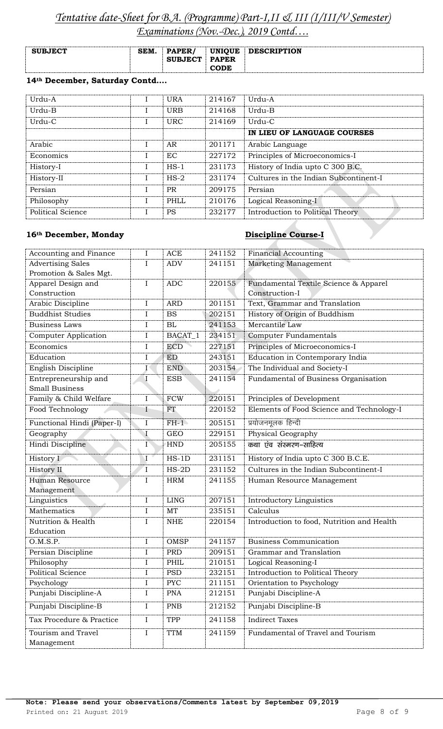# *Tentative date-Sheet for B.A. (Programme) Part-I,II & III (I/III/V Semester) Examinations (Nov.-Dec.), 2019 Contd….*

| SUBJECT | SEM. | PAPER/ SUBJECT | UNIQUE PAPER CODE | DESCRIPTION |
|---|---|---|---|---|

**14th December, Saturday Contd….**

| SUBJECT | SEM. | PAPER/ SUBJECT | UNIQUE PAPER CODE | DESCRIPTION |
|---|---|---|---|---|
| Urdu-A | I | URA | 214167 | Urdu-A |
| Urdu-B | I | URB | 214168 | Urdu-B |
| Urdu-C | I | URC | 214169 | Urdu-C |
| | | | | **IN LIEU OF LANGUAGE COURSES** |
| Arabic | I | AR | 201171 | Arabic Language |
| Economics | I | EC | 227172 | Principles of Microeconomics-I |
| History-I | I | HS-1 | 231173 | History of India upto C 300 B.C. |
| History-II | I | HS-2 | 231174 | Cultures in the Indian Subcontinent-I |
| Persian | I | PR | 209175 | Persian |
| Philosophy | I | PHLL | 210176 | Logical Reasoning-I |
| Political Science | I | PS | 232177 | Introduction to Political Theory |

**16th December, Monday** **Discipline Course-I**

| SUBJECT | SEM. | PAPER/ SUBJECT | UNIQUE PAPER CODE | DESCRIPTION |
|---|---|---|---|---|
| Accounting and Finance | I | ACE | 241152 | Financial Accounting |
| Advertising Sales Promotion & Sales Mgt. | I | ADV | 241151 | Marketing Management |
| Apparel Design and Construction | I | ADC | 220155 | Fundamental Textile Science & Apparel Construction-I |
| Arabic Discipline | I | ARD | 201151 | Text, Grammar and Translation |
| Buddhist Studies | I | BS | 202151 | History of Origin of Buddhism |
| Business Laws | I | BL | 241153 | Mercantile Law |
| Computer Application | I | BACAT_1 | 234151 | Computer Fundamentals |
| Economics | I | ECD | 227151 | Principles of Microeconomics-I |
| Education | I | ED | 243151 | Education in Contemporary India |
| English Discipline | I | END | 203154 | The Individual and Society-I |
| Entrepreneurship and Small Business | I | ESB | 241154 | Fundamental of Business Organisation |
| Family & Child Welfare | I | FCW | 220151 | Principles of Development |
| Food Technology | I | FT | 220152 | Elements of Food Science and Technology-I |
| Functional Hindi (Paper-I) | I | FH-1 | 205151 | प्रयोजनमूलक हिन्दी |
| Geography | I | GEO | 229151 | Physical Geography |
| Hindi Discipline | I | HND | 205155 | कथा एंव संस्मरण–साहित्य |
| History I | I | HS-1D | 231151 | History of India upto C 300 B.C.E. |
| History II | I | HS-2D | 231152 | Cultures in the Indian Subcontinent-I |
| Human Resource Management | I | HRM | 241155 | Human Resource Management |
| Linguistics | I | LING | 207151 | Introductory Linguistics |
| Mathematics | I | MT | 235151 | Calculus |
| Nutrition & Health Education | I | NHE | 220154 | Introduction to food, Nutrition and Health |
| O.M.S.P. | I | OMSP | 241157 | Business Communication |
| Persian Discipline | I | PRD | 209151 | Grammar and Translation |
| Philosophy | I | PHIL | 210151 | Logical Reasoning-I |
| Political Science | I | PSD | 232151 | Introduction to Political Theory |
| Psychology | I | PYC | 211151 | Orientation to Psychology |
| Punjabi Discipline-A | I | PNA | 212151 | Punjabi Discipline-A |
| Punjabi Discipline-B | I | PNB | 212152 | Punjabi Discipline-B |
| Tax Procedure & Practice | I | TPP | 241158 | Indirect Taxes |
| Tourism and Travel Management | I | TTM | 241159 | Fundamental of Travel and Tourism |

**Note: Please send your observations/Comments latest by September 09,2019**

Printed on: 21 August 2019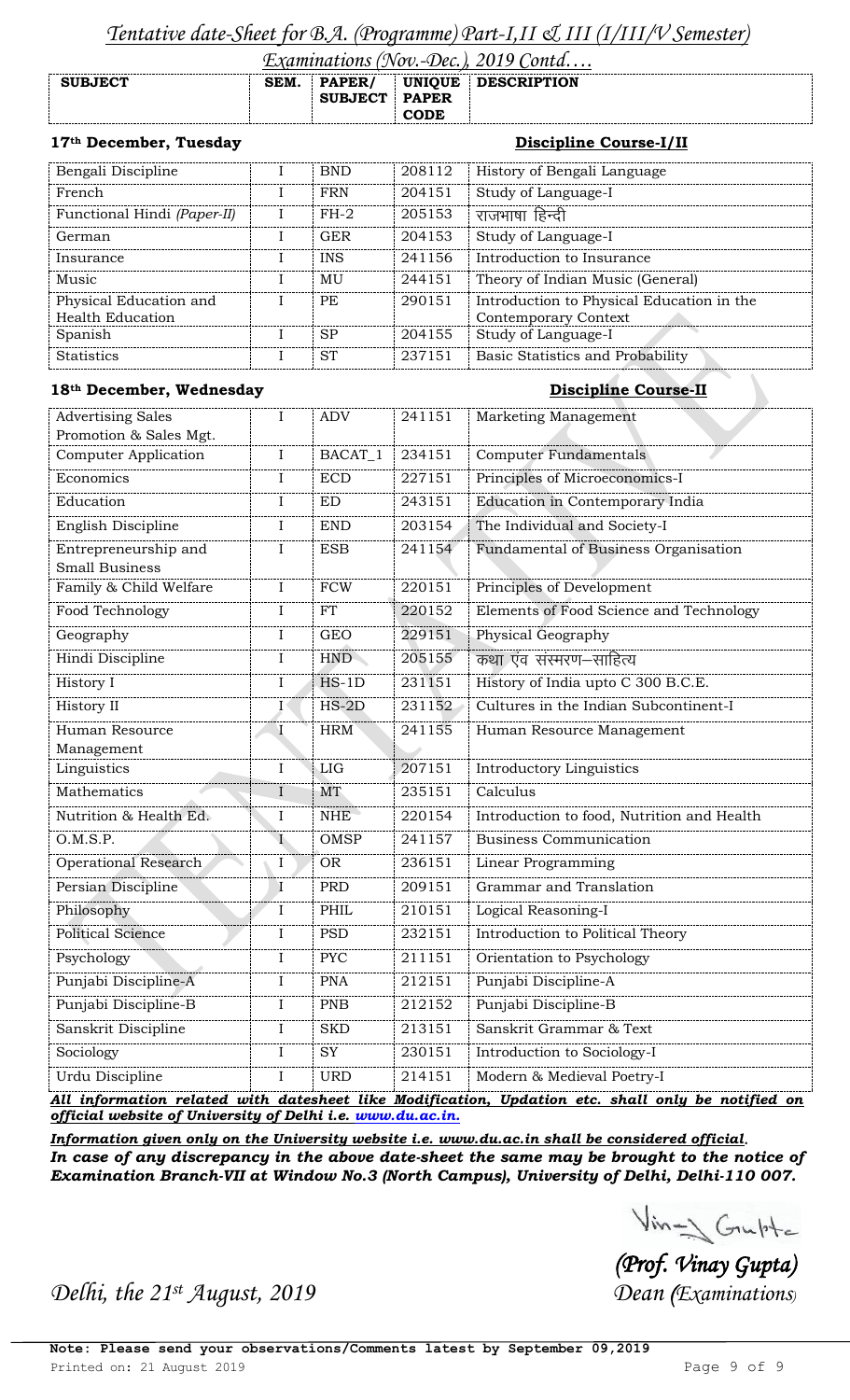*Tentative date-Sheet for B.A. (Programme) Part-I,II & III (I/III/V Semester)*

*Examinations (Nov.-Dec.), 2019 Contd….*

| SUBJECT | SEM. | PAPER/ SUBJECT | UNIQUE PAPER CODE | DESCRIPTION |
|---|---|---|---|---|
| **17th December, Tuesday** | | | | **Discipline Course-I/II** |
| Bengali Discipline | I | BND | 208112 | History of Bengali Language |
| French | I | FRN | 204151 | Study of Language-I |
| Functional Hindi *(Paper-II)* | I | FH-2 | 205153 | राजभाषा हिन्दी |
| German | I | GER | 204153 | Study of Language-I |
| Insurance | I | INS | 241156 | Introduction to Insurance |
| Music | I | MU | 244151 | Theory of Indian Music (General) |
| Physical Education and Health Education | I | PE | 290151 | Introduction to Physical Education in the Contemporary Context |
| Spanish | I | SP | 204155 | Study of Language-I |
| Statistics | I | ST | 237151 | Basic Statistics and Probability |
| **18th December, Wednesday** | | | | **Discipline Course-II** |
| Advertising Sales Promotion & Sales Mgt. | I | ADV | 241151 | Marketing Management |
| Computer Application | I | BACAT_1 | 234151 | Computer Fundamentals |
| Economics | I | ECD | 227151 | Principles of Microeconomics-I |
| Education | I | ED | 243151 | Education in Contemporary India |
| English Discipline | I | END | 203154 | The Individual and Society-I |
| Entrepreneurship and Small Business | I | ESB | 241154 | Fundamental of Business Organisation |
| Family & Child Welfare | I | FCW | 220151 | Principles of Development |
| Food Technology | I | FT | 220152 | Elements of Food Science and Technology |
| Geography | I | GEO | 229151 | Physical Geography |
| Hindi Discipline | I | HND | 205155 | कथा एंव संस्मरण–साहित्य |
| History I | I | HS-1D | 231151 | History of India upto C 300 B.C.E. |
| History II | I | HS-2D | 231152 | Cultures in the Indian Subcontinent-I |
| Human Resource Management | I | HRM | 241155 | Human Resource Management |
| Linguistics | I | LIG | 207151 | Introductory Linguistics |
| Mathematics | I | MT | 235151 | Calculus |
| Nutrition & Health Ed. | I | NHE | 220154 | Introduction to food, Nutrition and Health |
| O.M.S.P. | I | OMSP | 241157 | Business Communication |
| Operational Research | I | OR | 236151 | Linear Programming |
| Persian Discipline | I | PRD | 209151 | Grammar and Translation |
| Philosophy | I | PHIL | 210151 | Logical Reasoning-I |
| Political Science | I | PSD | 232151 | Introduction to Political Theory |
| Psychology | I | PYC | 211151 | Orientation to Psychology |
| Punjabi Discipline-A | I | PNA | 212151 | Punjabi Discipline-A |
| Punjabi Discipline-B | I | PNB | 212152 | Punjabi Discipline-B |
| Sanskrit Discipline | I | SKD | 213151 | Sanskrit Grammar & Text |
| Sociology | I | SY | 230151 | Introduction to Sociology-I |
| Urdu Discipline | I | URD | 214151 | Modern & Medieval Poetry-I |

***All information related with datesheet like Modification, Updation etc. shall only be notified on official website of University of Delhi i.e. www.du.ac.in.***

***Information given only on the University website i.e. www.du.ac.in shall be considered official.***
***In case of any discrepancy in the above date-sheet the same may be brought to the notice of Examination Branch-VII at Window No.3 (North Campus), University of Delhi, Delhi-110 007.***

Vinay Gupta

*(Prof. Vinay Gupta)*
*Dean (Examinations)*

*Delhi, the 21st August, 2019*

**Note: Please send your observations/Comments latest by September 09,2019**

Printed on: 21 August 2019